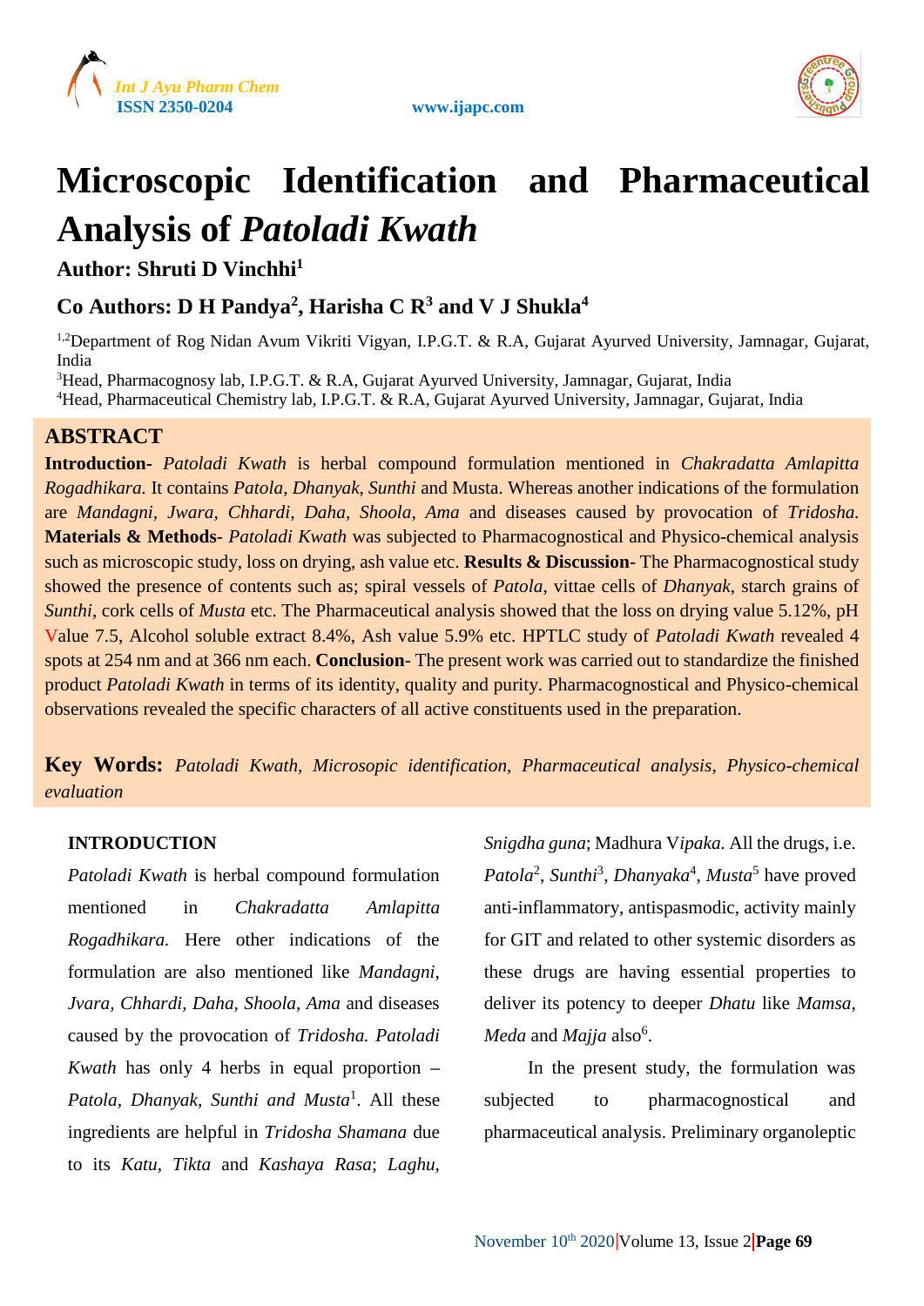# Microscopic Identification and Pharmaceutical Analysis of *Patoladi Kwath*

**Author: Shruti D Vinchhi[1]**

**Co Authors: D H Pandya[2], Harisha C R[3] and V J Shukla[4]**

[1,2]Department of Rog Nidan Avum Vikriti Vigyan, I.P.G.T. & R.A, Gujarat Ayurved University, Jamnagar, Gujarat, India

[3]Head, Pharmacognosy lab, I.P.G.T. & R.A, Gujarat Ayurved University, Jamnagar, Gujarat, India

[4]Head, Pharmaceutical Chemistry lab, I.P.G.T. & R.A, Gujarat Ayurved University, Jamnagar, Gujarat, India

## ABSTRACT

**Introduction**- *Patoladi Kwath* is herbal compound formulation mentioned in *Chakradatta Amlapitta Rogadhikara.* It contains *Patola*, *Dhanyak*, *Sunthi* and Musta. Whereas another indications of the formulation are *Mandagni, Jwara, Chhardi, Daha, Shoola, Ama* and diseases caused by provocation of *Tridosha.* **Materials & Methods**- *Patoladi Kwath* was subjected to Pharmacognostical and Physico-chemical analysis such as microscopic study, loss on drying, ash value etc. **Results & Discussion**- The Pharmacognostical study showed the presence of contents such as; spiral vessels of *Patola*, vittae cells of *Dhanyak*, starch grains of *Sunthi*, cork cells of *Musta* etc. The Pharmaceutical analysis showed that the loss on drying value 5.12%, pH Value 7.5, Alcohol soluble extract 8.4%, Ash value 5.9% etc. HPTLC study of *Patoladi Kwath* revealed 4 spots at 254 nm and at 366 nm each. **Conclusion**- The present work was carried out to standardize the finished product *Patoladi Kwath* in terms of its identity, quality and purity. Pharmacognostical and Physico-chemical observations revealed the specific characters of all active constituents used in the preparation.

**Key Words:** *Patoladi Kwath, Microsopic identification, Pharmaceutical analysis, Physico-chemical evaluation*

## INTRODUCTION

*Patoladi Kwath* is herbal compound formulation mentioned in *Chakradatta Amlapitta Rogadhikara.* Here other indications of the formulation are also mentioned like *Mandagni*, *Jvara*, *Chhardi*, *Daha*, *Shoola*, *Ama* and diseases caused by the provocation of *Tridosha. Patoladi Kwath* has only 4 herbs in equal proportion – *Patola*, *Dhanyak*, *Sunthi and Musta*[1]. All these ingredients are helpful in *Tridosha Shamana* due to its *Katu*, *Tikta* and *Kashaya Rasa*; *Laghu*, *Snigdha guna*; Madhura V*ipaka.* All the drugs, i.e. *Patola*[2], *Sunthi*[3], *Dhanyaka*[4], *Musta*[5] have proved anti-inflammatory, antispasmodic, activity mainly for GIT and related to other systemic disorders as these drugs are having essential properties to deliver its potency to deeper *Dhatu* like *Mamsa*, *Meda* and *Majja* also[6].

In the present study, the formulation was subjected to pharmacognostical and pharmaceutical analysis. Preliminary organoleptic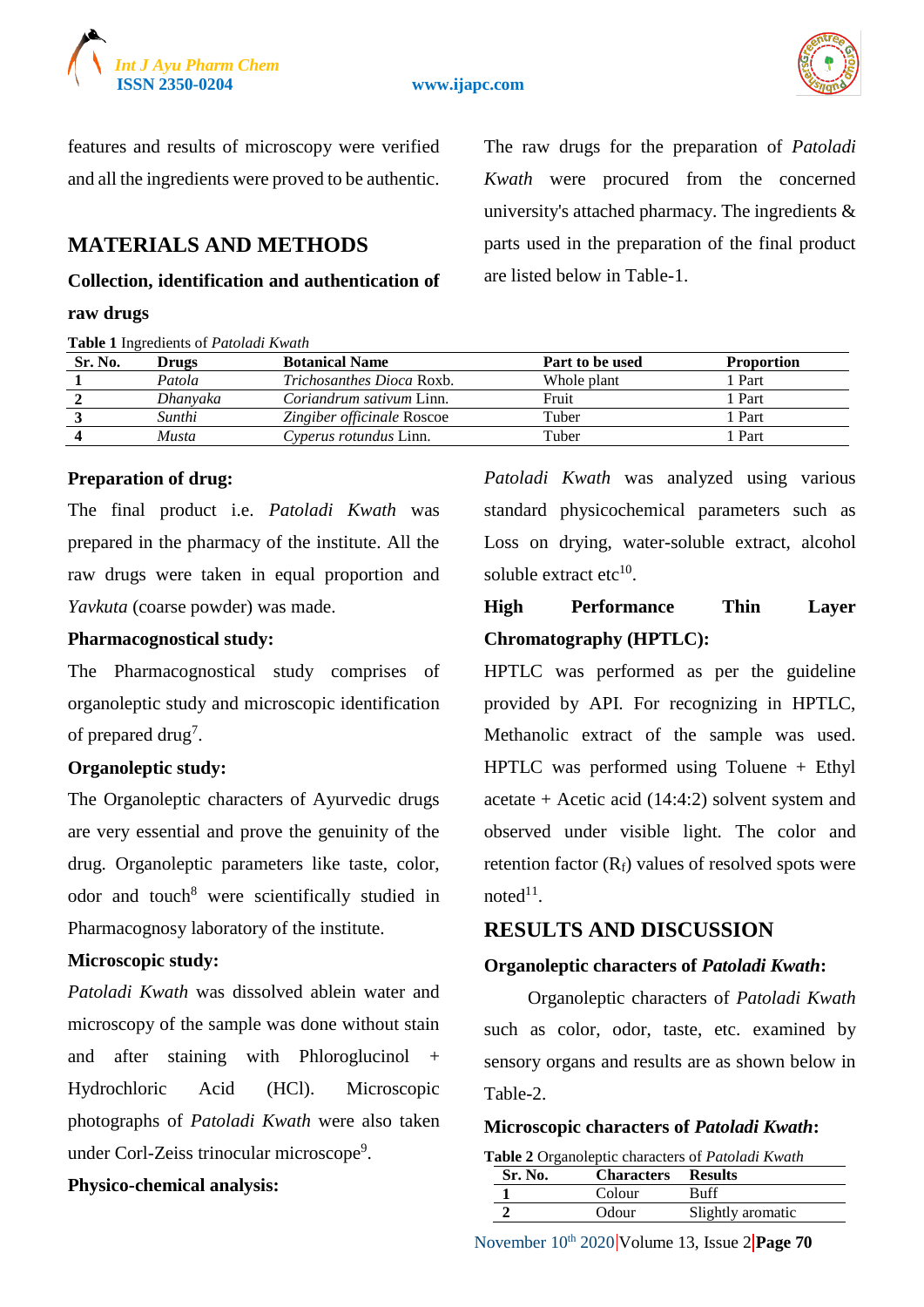features and results of microscopy were verified and all the ingredients were proved to be authentic.

## MATERIALS AND METHODS

### Collection, identification and authentication of raw drugs

The raw drugs for the preparation of *Patoladi Kwath* were procured from the concerned university's attached pharmacy. The ingredients & parts used in the preparation of the final product are listed below in Table-1.

**Table 1** Ingredients of *Patoladi Kwath*

| Sr. No. | Drugs | Botanical Name | Part to be used | Proportion |
|---|---|---|---|---|
| **1** | *Patola* | *Trichosanthes Dioca* Roxb. | Whole plant | 1 Part |
| **2** | *Dhanyaka* | *Coriandrum sativum* Linn. | Fruit | 1 Part |
| **3** | *Sunthi* | *Zingiber officinale* Roscoe | Tuber | 1 Part |
| **4** | *Musta* | *Cyperus rotundus* Linn. | Tuber | 1 Part |

### Preparation of drug:

The final product i.e. *Patoladi Kwath* was prepared in the pharmacy of the institute. All the raw drugs were taken in equal proportion and *Yavkuta* (coarse powder) was made.

### Pharmacognostical study:

The Pharmacognostical study comprises of organoleptic study and microscopic identification of prepared drug[7].

### Organoleptic study:

The Organoleptic characters of Ayurvedic drugs are very essential and prove the genuinity of the drug. Organoleptic parameters like taste, color, odor and touch[8] were scientifically studied in Pharmacognosy laboratory of the institute.

### Microscopic study:

*Patoladi Kwath* was dissolved ablein water and microscopy of the sample was done without stain and after staining with Phloroglucinol + Hydrochloric Acid (HCl). Microscopic photographs of *Patoladi Kwath* were also taken under Corl-Zeiss trinocular microscope[9].

### Physico-chemical analysis:

*Patoladi Kwath* was analyzed using various standard physicochemical parameters such as Loss on drying, water-soluble extract, alcohol soluble extract etc[10].

### High Performance Thin Layer Chromatography (HPTLC):

HPTLC was performed as per the guideline provided by API. For recognizing in HPTLC, Methanolic extract of the sample was used. HPTLC was performed using Toluene + Ethyl acetate + Acetic acid (14:4:2) solvent system and observed under visible light. The color and retention factor ($R_f$) values of resolved spots were noted[11].

## RESULTS AND DISCUSSION

### Organoleptic characters of *Patoladi Kwath*:

Organoleptic characters of *Patoladi Kwath* such as color, odor, taste, etc. examined by sensory organs and results are as shown below in Table-2.

### Microscopic characters of *Patoladi Kwath*:

**Table 2** Organoleptic characters of *Patoladi Kwath*

| Sr. No. | Characters | Results |
|---|---|---|
| **1** | Colour | Buff |
| **2** | Odour | Slightly aromatic |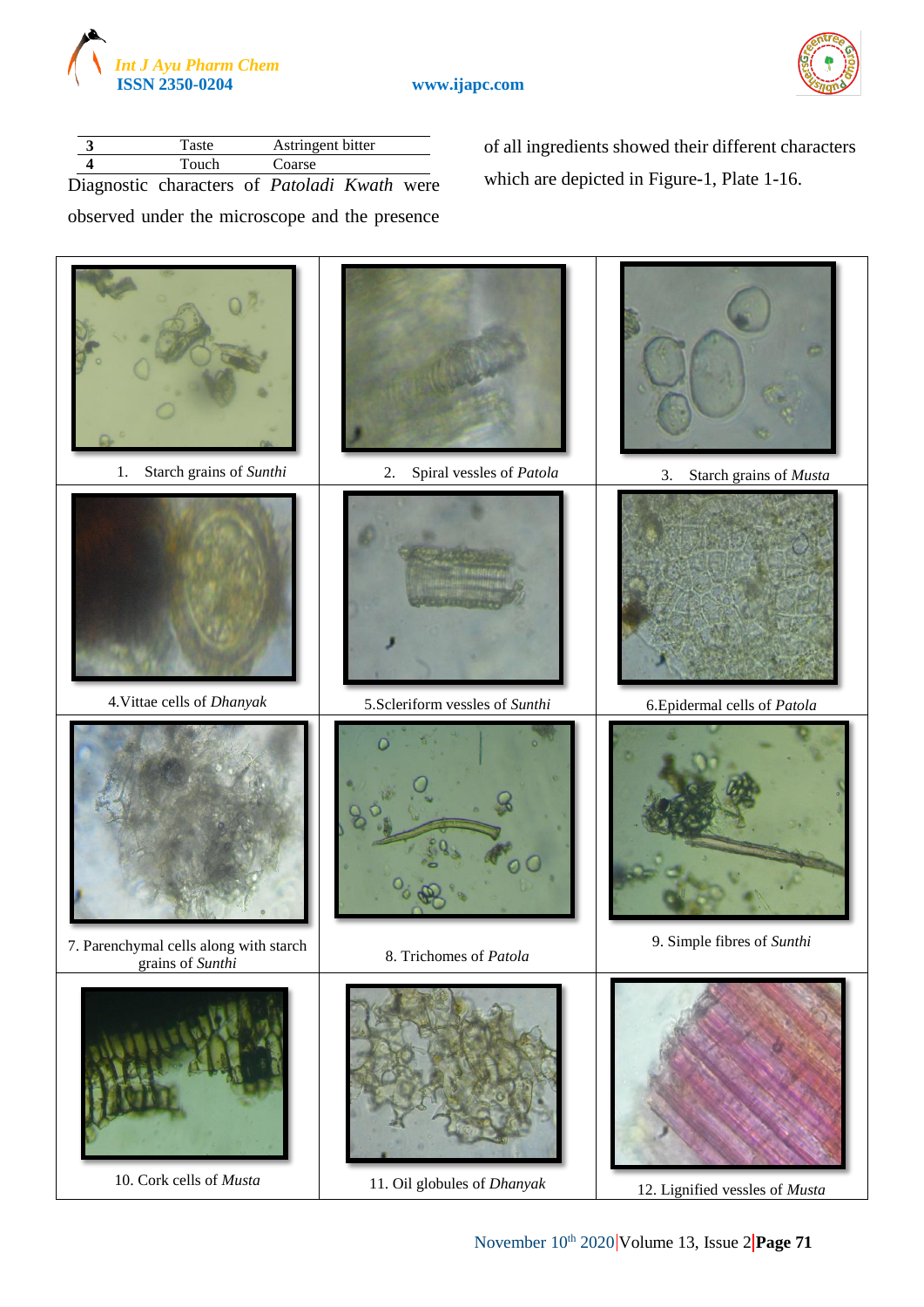| 3 | Taste | Astringent bitter |
|---|---|---|
| 4 | Touch | Coarse |

Diagnostic characters of *Patoladi Kwath* were observed under the microscope and the presence of all ingredients showed their different characters which are depicted in Figure-1, Plate 1-16.

1. Starch grains of *Sunthi*

2. Spiral vessels of *Patola*

3. Starch grains of *Musta*

4. Vittae cells of *Dhanyak*

5. Scleriform vessels of *Sunthi*

6. Epidermal cells of *Patola*

7. Parenchymal cells along with starch grains of *Sunthi*

8. Trichomes of *Patola*

9. Simple fibres of *Sunthi*

10. Cork cells of *Musta*

11. Oil globules of *Dhanyak*

12. Lignified vessels of *Musta*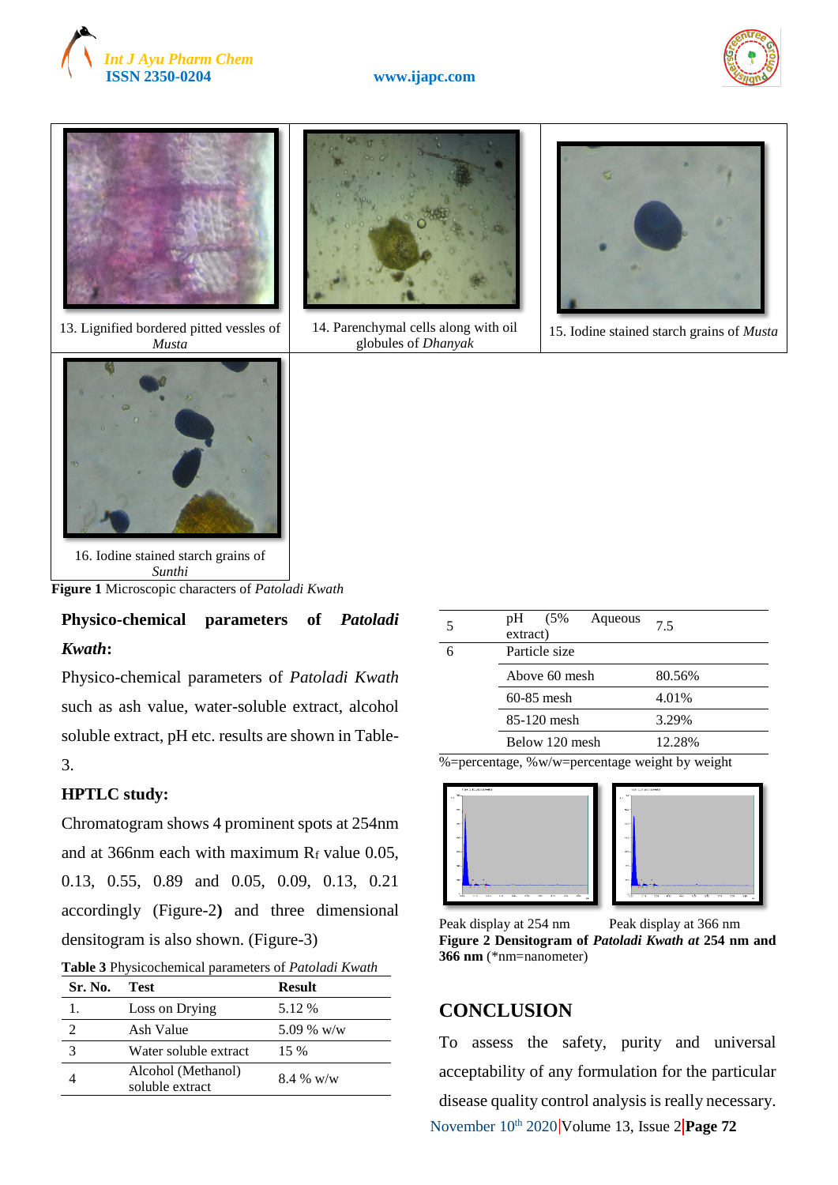13. Lignified bordered pitted vessles of *Musta*

14. Parenchymal cells along with oil globules of *Dhanyak*

15. Iodine stained starch grains of *Musta*

16. Iodine stained starch grains of *Sunthi*

**Figure 1** Microscopic characters of *Patoladi Kwath*

### Physico-chemical parameters of *Patoladi Kwath*:

Physico-chemical parameters of *Patoladi Kwath* such as ash value, water-soluble extract, alcohol soluble extract, pH etc. results are shown in Table-3.

### HPTLC study:

Chromatogram shows 4 prominent spots at 254nm and at 366nm each with maximum $R_f$ value 0.05, 0.13, 0.55, 0.89 and 0.05, 0.09, 0.13, 0.21 accordingly (Figure-2**)** and three dimensional densitogram is also shown. (Figure-3)

**Table 3** Physicochemical parameters of *Patoladi Kwath*

| Sr. No. | Test | Result |
|---|---|---|
| 1. | Loss on Drying | 5.12 % |
| 2 | Ash Value | 5.09 % w/w |
| 3 | Water soluble extract | 15 % |
| 4 | Alcohol (Methanol) soluble extract | 8.4 % w/w |
| 5 | pH (5% Aqueous extract) | 7.5 |
| 6 | Particle size | |
| | Above 60 mesh | 80.56% |
| | 60-85 mesh | 4.01% |
| | 85-120 mesh | 3.29% |
| | Below 120 mesh | 12.28% |

%=percentage, %w/w=percentage weight by weight

Peak display at 254 nm Peak display at 366 nm

**Figure 2 Densitogram of *Patoladi Kwath at* 254 nm and 366 nm** (*nm=nanometer)

## CONCLUSION

To assess the safety, purity and universal acceptability of any formulation for the particular disease quality control analysis is really necessary.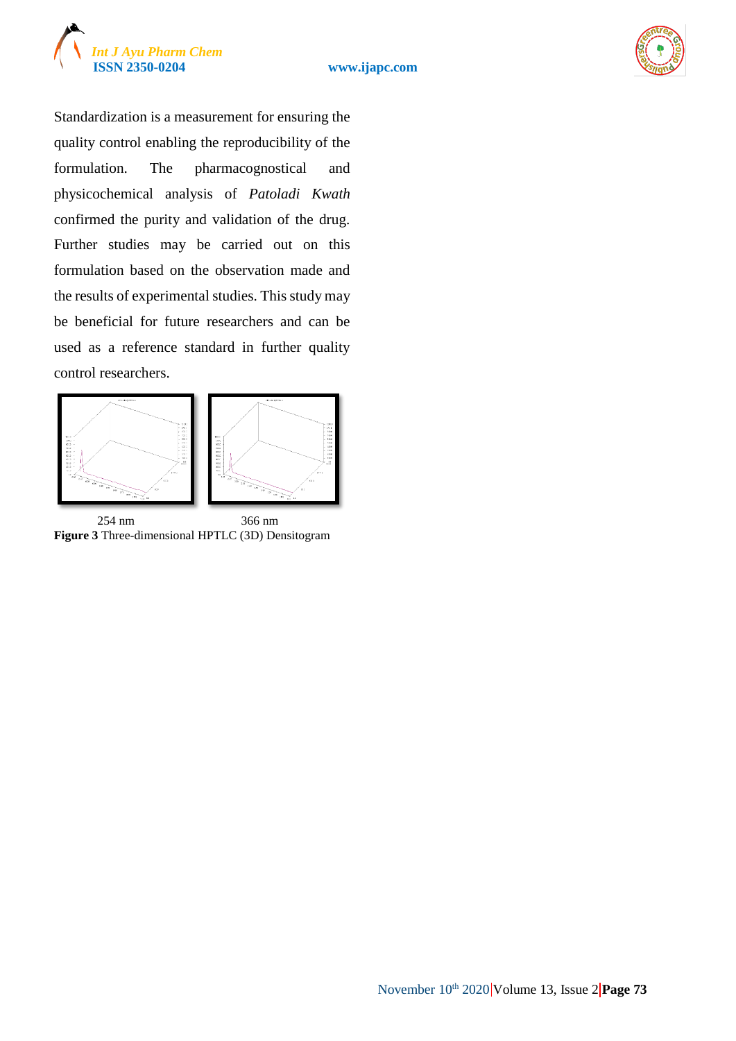Standardization is a measurement for ensuring the quality control enabling the reproducibility of the formulation. The pharmacognostical and physicochemical analysis of *Patoladi Kwath* confirmed the purity and validation of the drug. Further studies may be carried out on this formulation based on the observation made and the results of experimental studies. This study may be beneficial for future researchers and can be used as a reference standard in further quality control researchers.

254 nm 366 nm

**Figure 3** Three-dimensional HPTLC (3D) Densitogram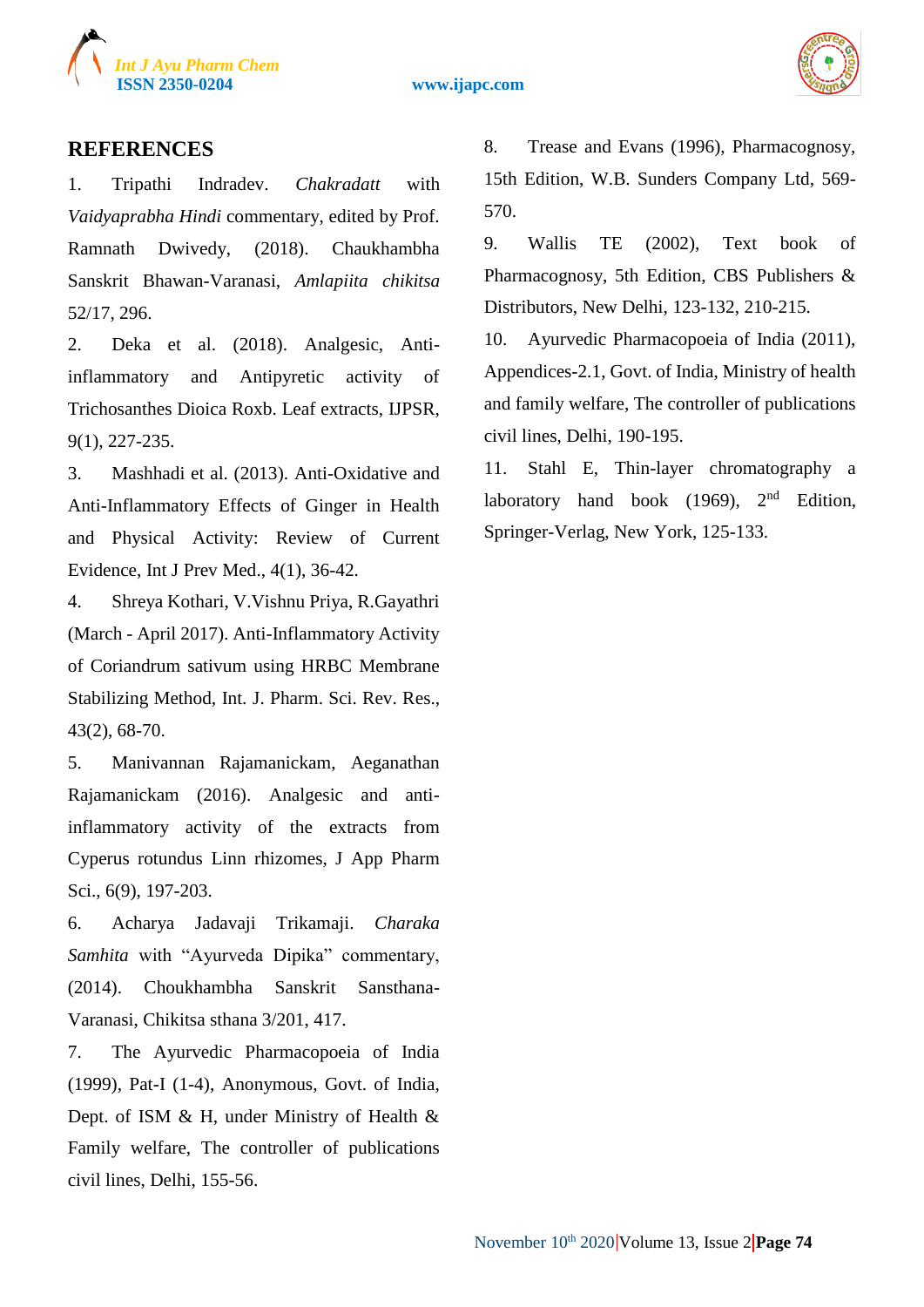## REFERENCES

1. Tripathi Indradev. *Chakradatt* with *Vaidyaprabha Hindi* commentary, edited by Prof. Ramnath Dwivedy, (2018). Chaukhambha Sanskrit Bhawan-Varanasi, *Amlapiita chikitsa* 52/17, 296.
2. Deka et al. (2018). Analgesic, Anti-inflammatory and Antipyretic activity of Trichosanthes Dioica Roxb. Leaf extracts, IJPSR, 9(1), 227-235.
3. Mashhadi et al. (2013). Anti-Oxidative and Anti-Inflammatory Effects of Ginger in Health and Physical Activity: Review of Current Evidence, Int J Prev Med., 4(1), 36-42.
4. Shreya Kothari, V.Vishnu Priya, R.Gayathri (March - April 2017). Anti-Inflammatory Activity of Coriandrum sativum using HRBC Membrane Stabilizing Method, Int. J. Pharm. Sci. Rev. Res., 43(2), 68-70.
5. Manivannan Rajamanickam, Aeganathan Rajamanickam (2016). Analgesic and anti-inflammatory activity of the extracts from Cyperus rotundus Linn rhizomes, J App Pharm Sci., 6(9), 197-203.
6. Acharya Jadavaji Trikamaji. *Charaka Samhita* with "Ayurveda Dipika" commentary, (2014). Choukhambha Sanskrit Sansthana-Varanasi, Chikitsa sthana 3/201, 417.
7. The Ayurvedic Pharmacopoeia of India (1999), Pat-I (1-4), Anonymous, Govt. of India, Dept. of ISM & H, under Ministry of Health & Family welfare, The controller of publications civil lines, Delhi, 155-56.
8. Trease and Evans (1996), Pharmacognosy, 15th Edition, W.B. Sunders Company Ltd, 569-570.
9. Wallis TE (2002), Text book of Pharmacognosy, 5th Edition, CBS Publishers & Distributors, New Delhi, 123-132, 210-215.
10. Ayurvedic Pharmacopoeia of India (2011), Appendices-2.1, Govt. of India, Ministry of health and family welfare, The controller of publications civil lines, Delhi, 190-195.
11. Stahl E, Thin-layer chromatography a laboratory hand book (1969), 2nd Edition, Springer-Verlag, New York, 125-133.